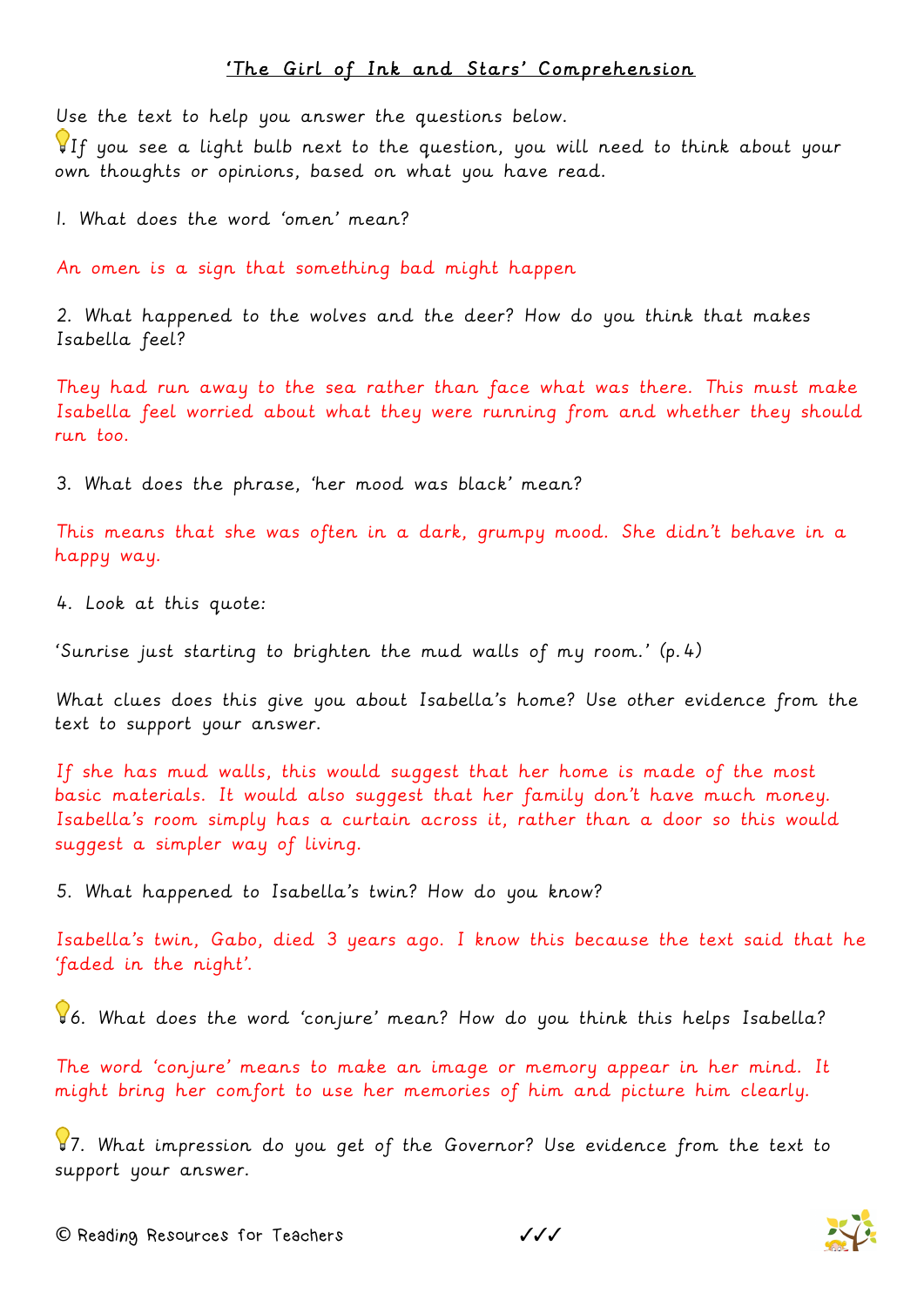# 'The Girl of Ink and Stars' Comprehension

Use the text to help you answer the questions below.

💡If you see a light bulb next to the question, you will need to think about your own thoughts or opinions, based on what you have read.

1. What does the word 'omen' mean?

An omen is a sign that something bad might happen

2. What happened to the wolves and the deer? How do you think that makes Isabella feel?

They had run away to the sea rather than face what was there. This must make Isabella feel worried about what they were running from and whether they should run too.

3. What does the phrase, 'her mood was black' mean?

This means that she was often in a dark, grumpy mood. She didn't behave in a happy way.

4. Look at this quote:

'Sunrise just starting to brighten the mud walls of my room.' (p.4)

What clues does this give you about Isabella's home? Use other evidence from the text to support your answer.

If she has mud walls, this would suggest that her home is made of the most basic materials. It would also suggest that her family don't have much money. Isabella's room simply has a curtain across it, rather than a door so this would suggest a simpler way of living.

5. What happened to Isabella's twin? How do you know?

Isabella's twin, Gabo, died 3 years ago. I know this because the text said that he 'faded in the night'.

💡6. What does the word 'conjure' mean? How do you think this helps Isabella?

The word 'conjure' means to make an image or memory appear in her mind. It might bring her comfort to use her memories of him and picture him clearly.

💡7. What impression do you get of the Governor? Use evidence from the text to support your answer.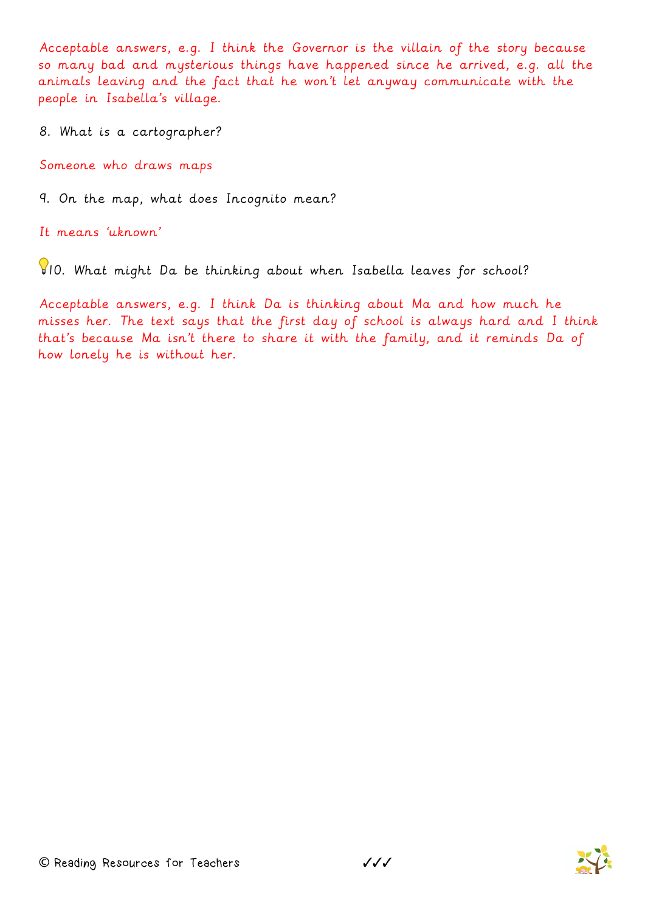Acceptable answers, e.g. I think the Governor is the villain of the story because so many bad and mysterious things have happened since he arrived, e.g. all the animals leaving and the fact that he won't let anyway communicate with the people in Isabella's village.

8. What is a cartographer?

Someone who draws maps

9. On the map, what does Incognito mean?

It means 'uknown'

10. What might Da be thinking about when Isabella leaves for school?

Acceptable answers, e.g. I think Da is thinking about Ma and how much he misses her. The text says that the first day of school is always hard and I think that's because Ma isn't there to share it with the family, and it reminds Da of how lonely he is without her.